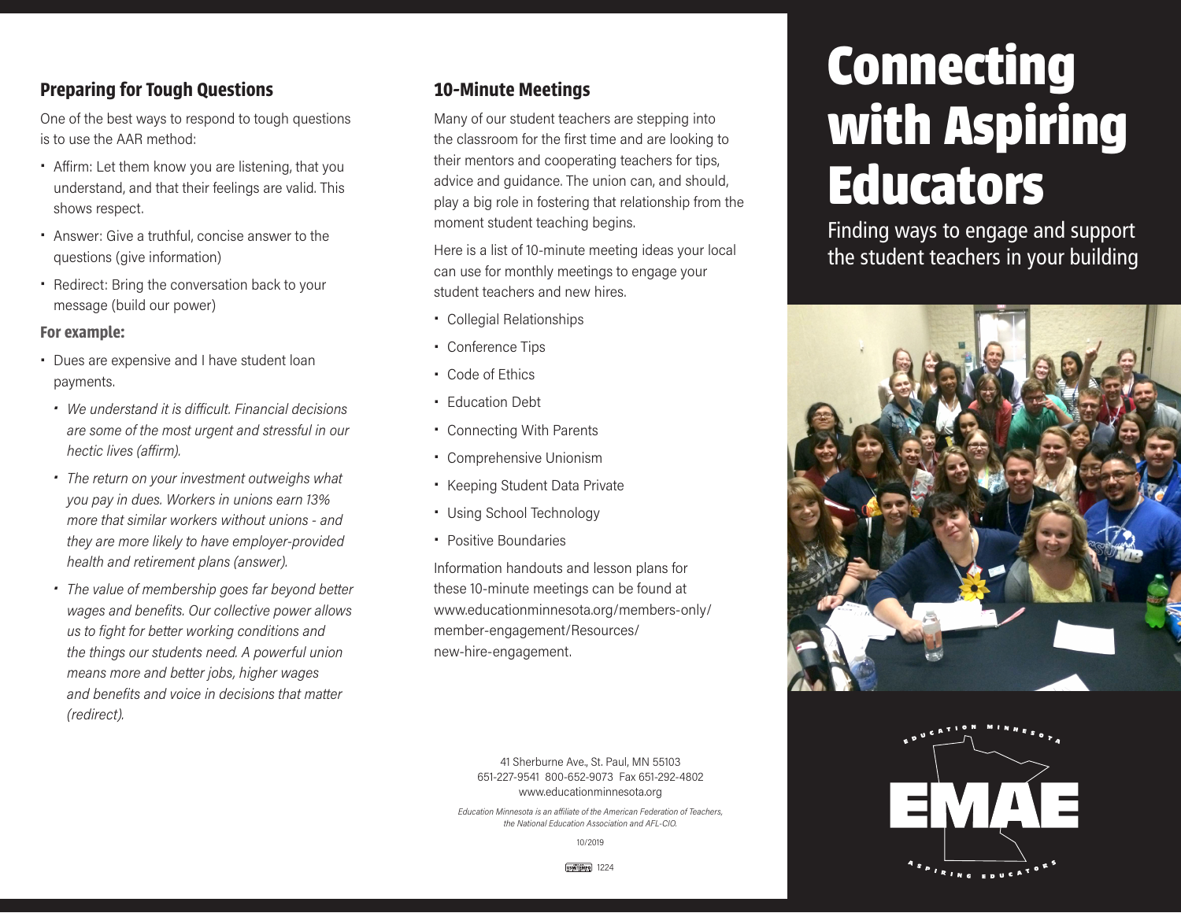## Preparing for Tough Questions

One of the best ways to respond to tough questions is to use the AAR method:

- Affirm: Let them know you are listening, that you understand, and that their feelings are valid. This shows respect.
- Answer: Give a truthful, concise answer to the questions (give information)
- Redirect: Bring the conversation back to your message (build our power)

### For example:

- Dues are expensive and I have student loan payments.
  - *We understand it is difficult. Financial decisions are some of the most urgent and stressful in our hectic lives (affirm).*
  - *The return on your investment outweighs what you pay in dues. Workers in unions earn 13% more that similar workers without unions - and they are more likely to have employer-provided health and retirement plans (answer).*
  - *The value of membership goes far beyond better wages and benefits. Our collective power allows us to fight for better working conditions and the things our students need. A powerful union means more and better jobs, higher wages and benefits and voice in decisions that matter (redirect).*

## 10-Minute Meetings

Many of our student teachers are stepping into the classroom for the first time and are looking to their mentors and cooperating teachers for tips, advice and guidance. The union can, and should, play a big role in fostering that relationship from the moment student teaching begins.

Here is a list of 10-minute meeting ideas your local can use for monthly meetings to engage your student teachers and new hires.

- Collegial Relationships
- Conference Tips
- Code of Ethics
- Education Debt
- Connecting With Parents
- Comprehensive Unionism
- Keeping Student Data Private
- Using School Technology
- Positive Boundaries

Information handouts and lesson plans for these 10-minute meetings can be found at www.educationminnesota.org/members-only/member-engagement/Resources/new-hire-engagement.

41 Sherburne Ave., St. Paul, MN 55103
651-227-9541 800-652-9073 Fax 651-292-4802
www.educationminnesota.org

*Education Minnesota is an affiliate of the American Federation of Teachers, the National Education Association and AFL-CIO.*

10/2019

1224

# Connecting with Aspiring Educators

Finding ways to engage and support the student teachers in your building

EDUCATION MINNESOTA
EMAE
ASPIRING EDUCATORS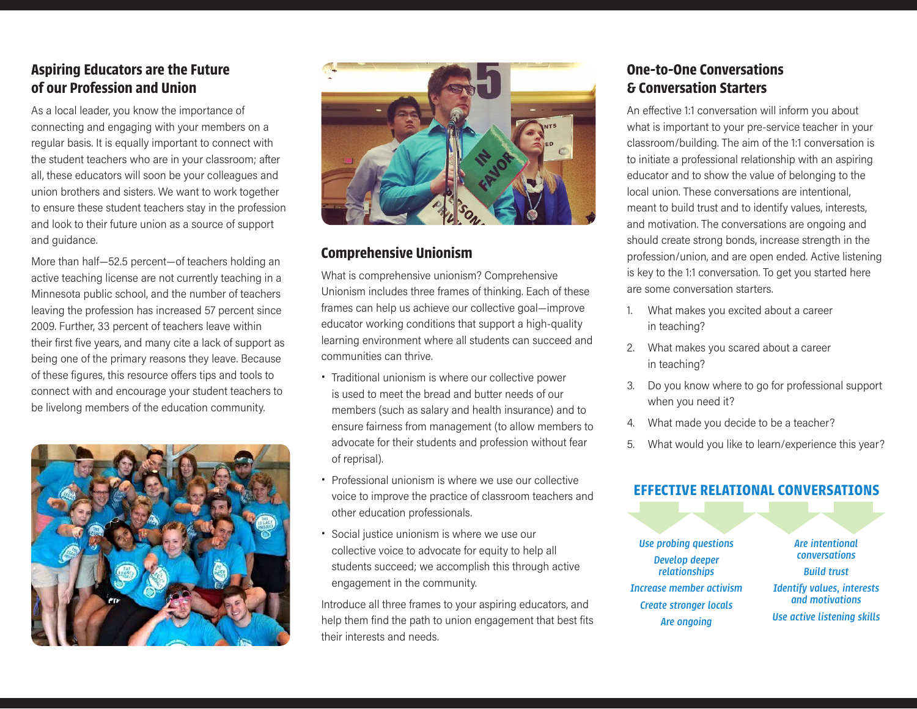## Aspiring Educators are the Future of our Profession and Union

As a local leader, you know the importance of connecting and engaging with your members on a regular basis. It is equally important to connect with the student teachers who are in your classroom; after all, these educators will soon be your colleagues and union brothers and sisters. We want to work together to ensure these student teachers stay in the profession and look to their future union as a source of support and guidance.

More than half—52.5 percent—of teachers holding an active teaching license are not currently teaching in a Minnesota public school, and the number of teachers leaving the profession has increased 57 percent since 2009. Further, 33 percent of teachers leave within their first five years, and many cite a lack of support as being one of the primary reasons they leave. Because of these figures, this resource offers tips and tools to connect with and encourage your student teachers to be livelong members of the education community.

## Comprehensive Unionism

What is comprehensive unionism? Comprehensive Unionism includes three frames of thinking. Each of these frames can help us achieve our collective goal—improve educator working conditions that support a high-quality learning environment where all students can succeed and communities can thrive.

- Traditional unionism is where our collective power is used to meet the bread and butter needs of our members (such as salary and health insurance) and to ensure fairness from management (to allow members to advocate for their students and profession without fear of reprisal).
- Professional unionism is where we use our collective voice to improve the practice of classroom teachers and other education professionals.
- Social justice unionism is where we use our collective voice to advocate for equity to help all students succeed; we accomplish this through active engagement in the community.

Introduce all three frames to your aspiring educators, and help them find the path to union engagement that best fits their interests and needs.

## One-to-One Conversations & Conversation Starters

An effective 1:1 conversation will inform you about what is important to your pre-service teacher in your classroom/building. The aim of the 1:1 conversation is to initiate a professional relationship with an aspiring educator and to show the value of belonging to the local union. These conversations are intentional, meant to build trust and to identify values, interests, and motivation. The conversations are ongoing and should create strong bonds, increase strength in the profession/union, and are open ended. Active listening is key to the 1:1 conversation. To get you started here are some conversation starters.

1. What makes you excited about a career in teaching?
2. What makes you scared about a career in teaching?
3. Do you know where to go for professional support when you need it?
4. What made you decide to be a teacher?
5. What would you like to learn/experience this year?

### EFFECTIVE RELATIONAL CONVERSATIONS

*Use probing questions*
*Develop deeper relationships*
*Increase member activism*
*Create stronger locals*
*Are ongoing*

*Are intentional conversations*
*Build trust*
*Identify values, interests and motivations*
*Use active listening skills*